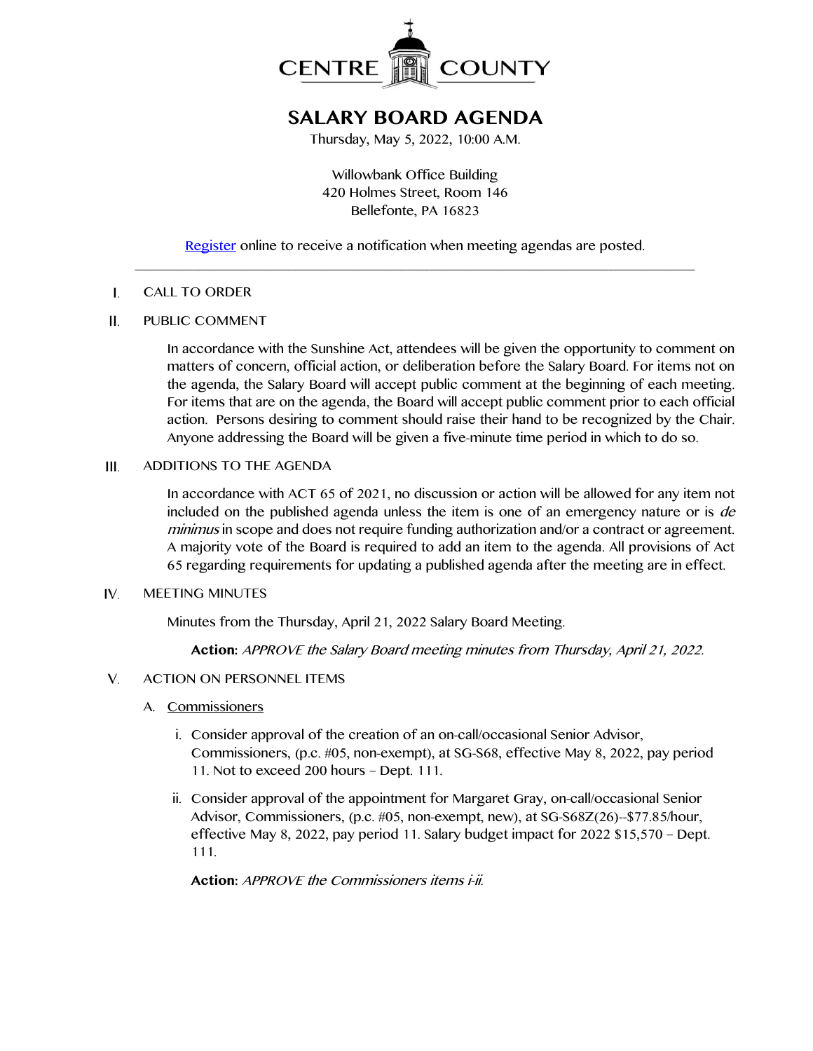CENTRE COUNTY

# SALARY BOARD AGENDA

Thursday, May 5, 2022, 10:00 A.M.

Willowbank Office Building
420 Holmes Street, Room 146
Bellefonte, PA 16823

Register online to receive a notification when meeting agendas are posted.

---

I. CALL TO ORDER

II. PUBLIC COMMENT

In accordance with the Sunshine Act, attendees will be given the opportunity to comment on matters of concern, official action, or deliberation before the Salary Board. For items not on the agenda, the Salary Board will accept public comment at the beginning of each meeting. For items that are on the agenda, the Board will accept public comment prior to each official action. Persons desiring to comment should raise their hand to be recognized by the Chair. Anyone addressing the Board will be given a five-minute time period in which to do so.

III. ADDITIONS TO THE AGENDA

In accordance with ACT 65 of 2021, no discussion or action will be allowed for any item not included on the published agenda unless the item is one of an emergency nature or is *de minimus* in scope and does not require funding authorization and/or a contract or agreement. A majority vote of the Board is required to add an item to the agenda. All provisions of Act 65 regarding requirements for updating a published agenda after the meeting are in effect.

IV. MEETING MINUTES

Minutes from the Thursday, April 21, 2022 Salary Board Meeting.

**Action:** *APPROVE the Salary Board meeting minutes from Thursday, April 21, 2022.*

V. ACTION ON PERSONNEL ITEMS

A. Commissioners

i. Consider approval of the creation of an on-call/occasional Senior Advisor, Commissioners, (p.c. #05, non-exempt), at SG-S68, effective May 8, 2022, pay period 11. Not to exceed 200 hours – Dept. 111.

ii. Consider approval of the appointment for Margaret Gray, on-call/occasional Senior Advisor, Commissioners, (p.c. #05, non-exempt, new), at SG-S68Z(26)--$77.85/hour, effective May 8, 2022, pay period 11. Salary budget impact for 2022 $15,570 – Dept. 111.

**Action:** *APPROVE the Commissioners items i-ii.*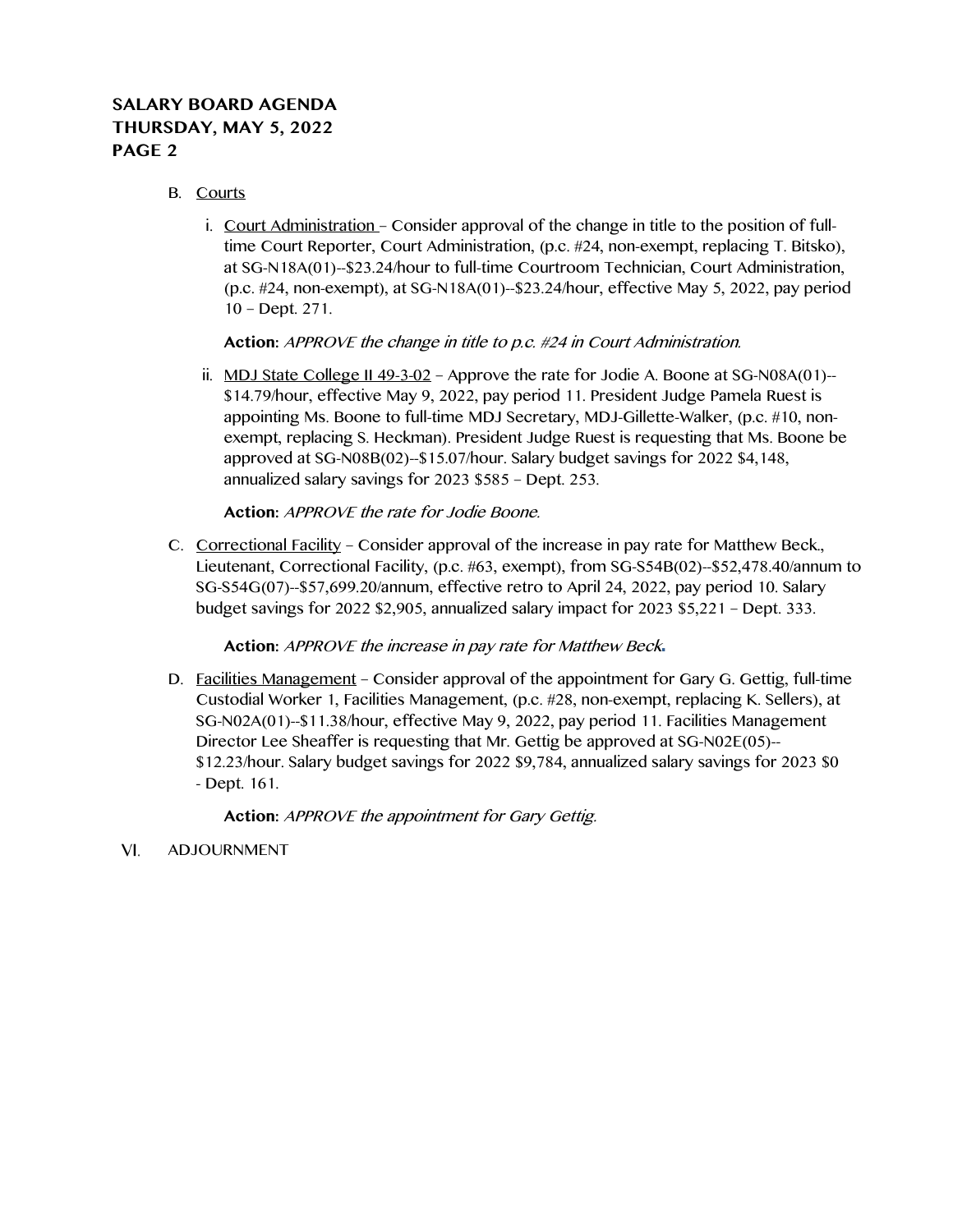B. Courts

i. Court Administration – Consider approval of the change in title to the position of full-time Court Reporter, Court Administration, (p.c. #24, non-exempt, replacing T. Bitsko), at SG-N18A(01)--$23.24/hour to full-time Courtroom Technician, Court Administration, (p.c. #24, non-exempt), at SG-N18A(01)--$23.24/hour, effective May 5, 2022, pay period 10 – Dept. 271.

**Action:** *APPROVE the change in title to p.c. #24 in Court Administration.*

ii. MDJ State College II 49-3-02 – Approve the rate for Jodie A. Boone at SG-N08A(01)--$14.79/hour, effective May 9, 2022, pay period 11. President Judge Pamela Ruest is appointing Ms. Boone to full-time MDJ Secretary, MDJ-Gillette-Walker, (p.c. #10, non-exempt, replacing S. Heckman). President Judge Ruest is requesting that Ms. Boone be approved at SG-N08B(02)--$15.07/hour. Salary budget savings for 2022 $4,148, annualized salary savings for 2023 $585 – Dept. 253.

**Action:** *APPROVE the rate for Jodie Boone.*

C. Correctional Facility – Consider approval of the increase in pay rate for Matthew Beck., Lieutenant, Correctional Facility, (p.c. #63, exempt), from SG-S54B(02)--$52,478.40/annum to SG-S54G(07)--$57,699.20/annum, effective retro to April 24, 2022, pay period 10. Salary budget savings for 2022 $2,905, annualized salary impact for 2023 $5,221 – Dept. 333.

**Action:** *APPROVE the increase in pay rate for Matthew Beck.*

D. Facilities Management – Consider approval of the appointment for Gary G. Gettig, full-time Custodial Worker 1, Facilities Management, (p.c. #28, non-exempt, replacing K. Sellers), at SG-N02A(01)--$11.38/hour, effective May 9, 2022, pay period 11. Facilities Management Director Lee Sheaffer is requesting that Mr. Gettig be approved at SG-N02E(05)--$12.23/hour. Salary budget savings for 2022 $9,784, annualized salary savings for 2023 $0 - Dept. 161.

**Action:** *APPROVE the appointment for Gary Gettig.*

VI. ADJOURNMENT